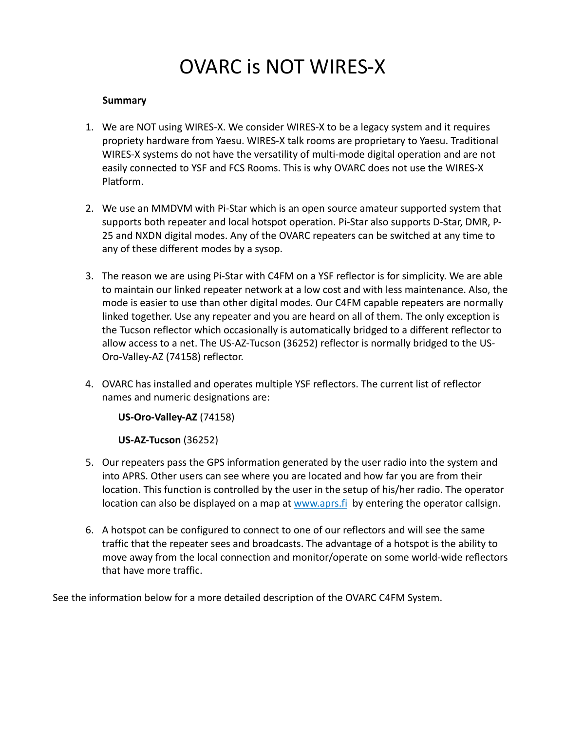# OVARC is NOT WIRES-X

**Summary**

1. We are NOT using WIRES-X. We consider WIRES-X to be a legacy system and it requires propriety hardware from Yaesu. WIRES-X talk rooms are proprietary to Yaesu. Traditional WIRES-X systems do not have the versatility of multi-mode digital operation and are not easily connected to YSF and FCS Rooms. This is why OVARC does not use the WIRES-X Platform.

2. We use an MMDVM with Pi-Star which is an open source amateur supported system that supports both repeater and local hotspot operation. Pi-Star also supports D-Star, DMR, P-25 and NXDN digital modes. Any of the OVARC repeaters can be switched at any time to any of these different modes by a sysop.

3. The reason we are using Pi-Star with C4FM on a YSF reflector is for simplicity. We are able to maintain our linked repeater network at a low cost and with less maintenance. Also, the mode is easier to use than other digital modes. Our C4FM capable repeaters are normally linked together. Use any repeater and you are heard on all of them. The only exception is the Tucson reflector which occasionally is automatically bridged to a different reflector to allow access to a net. The US-AZ-Tucson (36252) reflector is normally bridged to the US-Oro-Valley-AZ (74158) reflector.

4. OVARC has installed and operates multiple YSF reflectors. The current list of reflector names and numeric designations are:

   **US-Oro-Valley-AZ** (74158)

   **US-AZ-Tucson** (36252)

5. Our repeaters pass the GPS information generated by the user radio into the system and into APRS. Other users can see where you are located and how far you are from their location. This function is controlled by the user in the setup of his/her radio. The operator location can also be displayed on a map at [www.aprs.fi](www.aprs.fi) by entering the operator callsign.

6. A hotspot can be configured to connect to one of our reflectors and will see the same traffic that the repeater sees and broadcasts. The advantage of a hotspot is the ability to move away from the local connection and monitor/operate on some world-wide reflectors that have more traffic.

See the information below for a more detailed description of the OVARC C4FM System.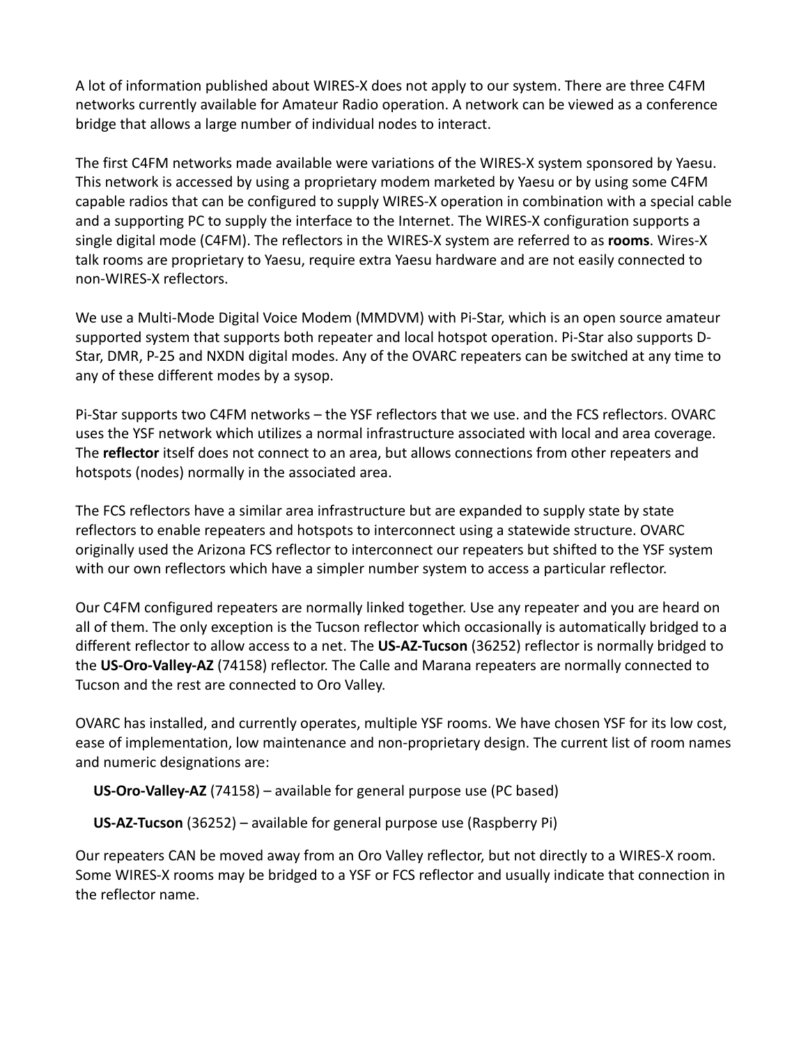A lot of information published about WIRES-X does not apply to our system. There are three C4FM networks currently available for Amateur Radio operation. A network can be viewed as a conference bridge that allows a large number of individual nodes to interact.

The first C4FM networks made available were variations of the WIRES-X system sponsored by Yaesu. This network is accessed by using a proprietary modem marketed by Yaesu or by using some C4FM capable radios that can be configured to supply WIRES-X operation in combination with a special cable and a supporting PC to supply the interface to the Internet. The WIRES-X configuration supports a single digital mode (C4FM). The reflectors in the WIRES-X system are referred to as **rooms**. Wires-X talk rooms are proprietary to Yaesu, require extra Yaesu hardware and are not easily connected to non-WIRES-X reflectors.

We use a Multi-Mode Digital Voice Modem (MMDVM) with Pi-Star, which is an open source amateur supported system that supports both repeater and local hotspot operation. Pi-Star also supports D-Star, DMR, P-25 and NXDN digital modes. Any of the OVARC repeaters can be switched at any time to any of these different modes by a sysop.

Pi-Star supports two C4FM networks – the YSF reflectors that we use. and the FCS reflectors. OVARC uses the YSF network which utilizes a normal infrastructure associated with local and area coverage. The **reflector** itself does not connect to an area, but allows connections from other repeaters and hotspots (nodes) normally in the associated area.

The FCS reflectors have a similar area infrastructure but are expanded to supply state by state reflectors to enable repeaters and hotspots to interconnect using a statewide structure. OVARC originally used the Arizona FCS reflector to interconnect our repeaters but shifted to the YSF system with our own reflectors which have a simpler number system to access a particular reflector.

Our C4FM configured repeaters are normally linked together. Use any repeater and you are heard on all of them. The only exception is the Tucson reflector which occasionally is automatically bridged to a different reflector to allow access to a net. The **US-AZ-Tucson** (36252) reflector is normally bridged to the **US-Oro-Valley-AZ** (74158) reflector. The Calle and Marana repeaters are normally connected to Tucson and the rest are connected to Oro Valley.

OVARC has installed, and currently operates, multiple YSF rooms. We have chosen YSF for its low cost, ease of implementation, low maintenance and non-proprietary design. The current list of room names and numeric designations are:

- **US-Oro-Valley-AZ** (74158) – available for general purpose use (PC based)
- **US-AZ-Tucson** (36252) – available for general purpose use (Raspberry Pi)

Our repeaters CAN be moved away from an Oro Valley reflector, but not directly to a WIRES-X room. Some WIRES-X rooms may be bridged to a YSF or FCS reflector and usually indicate that connection in the reflector name.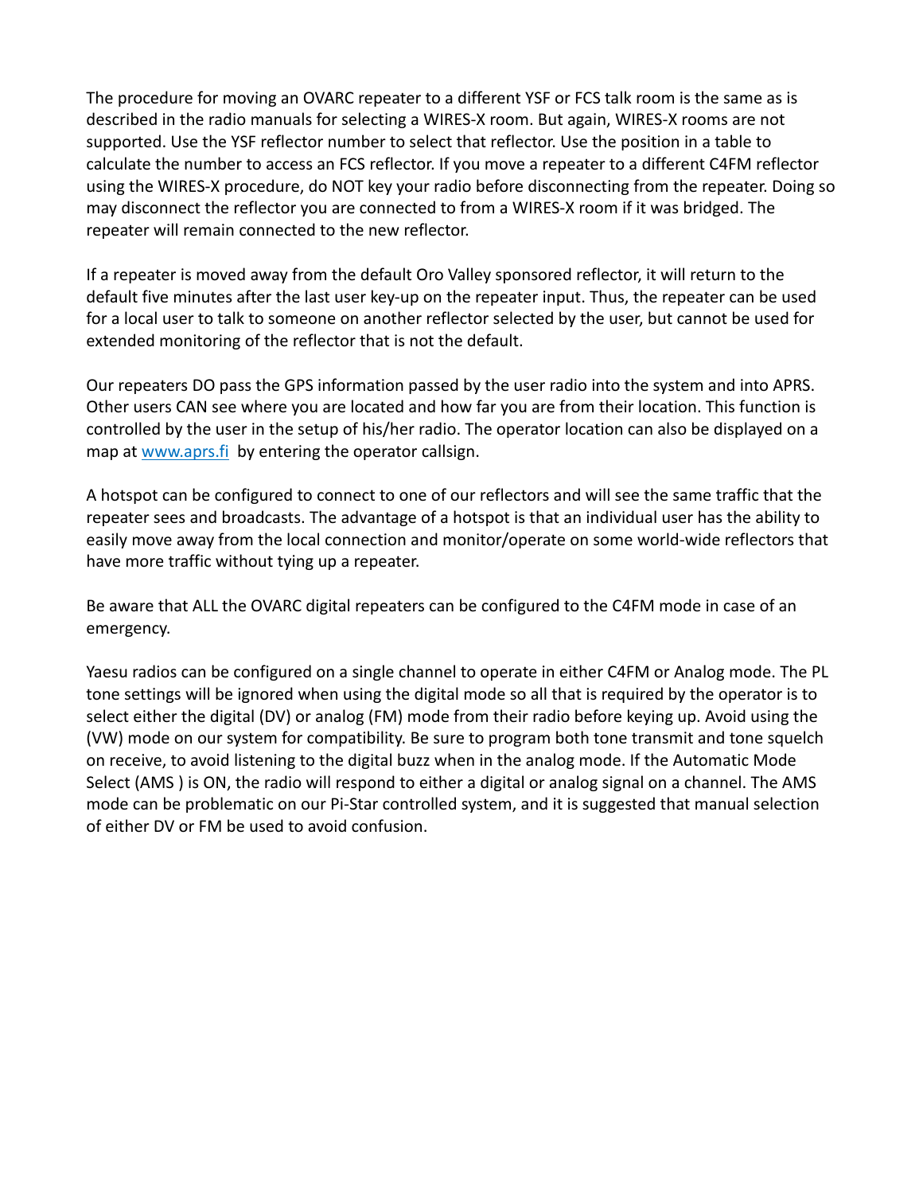The procedure for moving an OVARC repeater to a different YSF or FCS talk room is the same as is described in the radio manuals for selecting a WIRES-X room. But again, WIRES-X rooms are not supported. Use the YSF reflector number to select that reflector. Use the position in a table to calculate the number to access an FCS reflector. If you move a repeater to a different C4FM reflector using the WIRES-X procedure, do NOT key your radio before disconnecting from the repeater. Doing so may disconnect the reflector you are connected to from a WIRES-X room if it was bridged. The repeater will remain connected to the new reflector.

If a repeater is moved away from the default Oro Valley sponsored reflector, it will return to the default five minutes after the last user key-up on the repeater input. Thus, the repeater can be used for a local user to talk to someone on another reflector selected by the user, but cannot be used for extended monitoring of the reflector that is not the default.

Our repeaters DO pass the GPS information passed by the user radio into the system and into APRS. Other users CAN see where you are located and how far you are from their location. This function is controlled by the user in the setup of his/her radio. The operator location can also be displayed on a map at [www.aprs.fi](http://www.aprs.fi) by entering the operator callsign.

A hotspot can be configured to connect to one of our reflectors and will see the same traffic that the repeater sees and broadcasts. The advantage of a hotspot is that an individual user has the ability to easily move away from the local connection and monitor/operate on some world-wide reflectors that have more traffic without tying up a repeater.

Be aware that ALL the OVARC digital repeaters can be configured to the C4FM mode in case of an emergency.

Yaesu radios can be configured on a single channel to operate in either C4FM or Analog mode. The PL tone settings will be ignored when using the digital mode so all that is required by the operator is to select either the digital (DV) or analog (FM) mode from their radio before keying up. Avoid using the (VW) mode on our system for compatibility. Be sure to program both tone transmit and tone squelch on receive, to avoid listening to the digital buzz when in the analog mode. If the Automatic Mode Select (AMS ) is ON, the radio will respond to either a digital or analog signal on a channel. The AMS mode can be problematic on our Pi-Star controlled system, and it is suggested that manual selection of either DV or FM be used to avoid confusion.